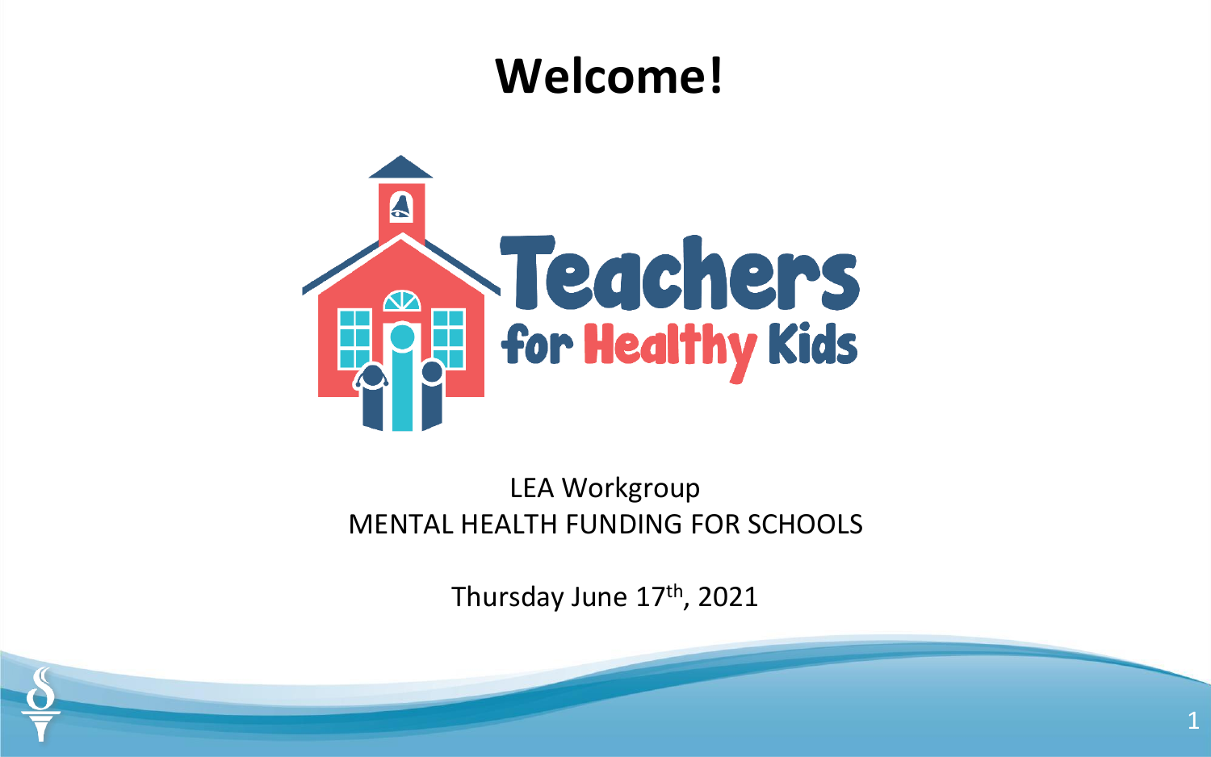# Welcome!

Teachers for Healthy Kids

LEA Workgroup

MENTAL HEALTH FUNDING FOR SCHOOLS

Thursday June 17th, 2021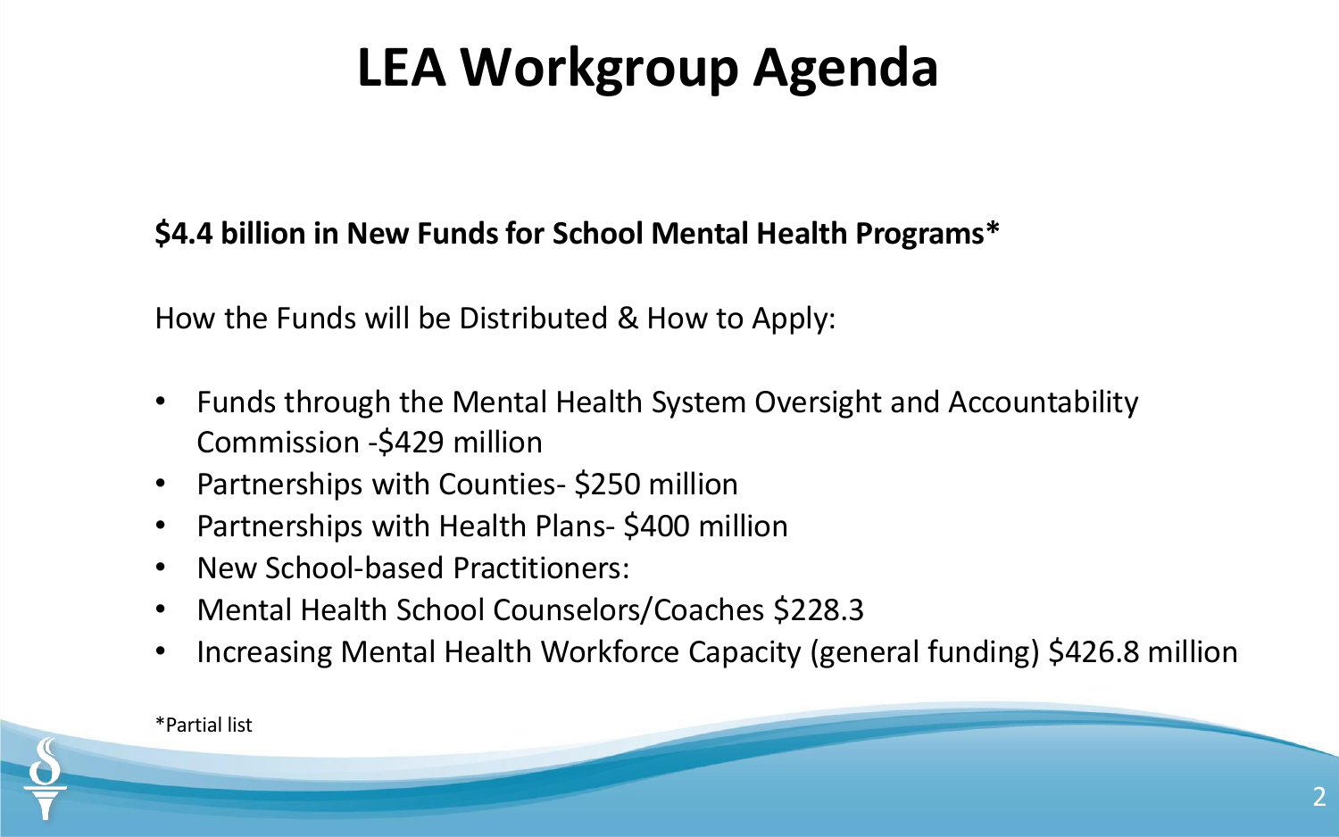# LEA Workgroup Agenda

**$4.4 billion in New Funds for School Mental Health Programs***

How the Funds will be Distributed & How to Apply:

- Funds through the Mental Health System Oversight and Accountability Commission -$429 million
- Partnerships with Counties- $250 million
- Partnerships with Health Plans- $400 million
- New School-based Practitioners:
- Mental Health School Counselors/Coaches $228.3
- Increasing Mental Health Workforce Capacity (general funding) $426.8 million

*Partial list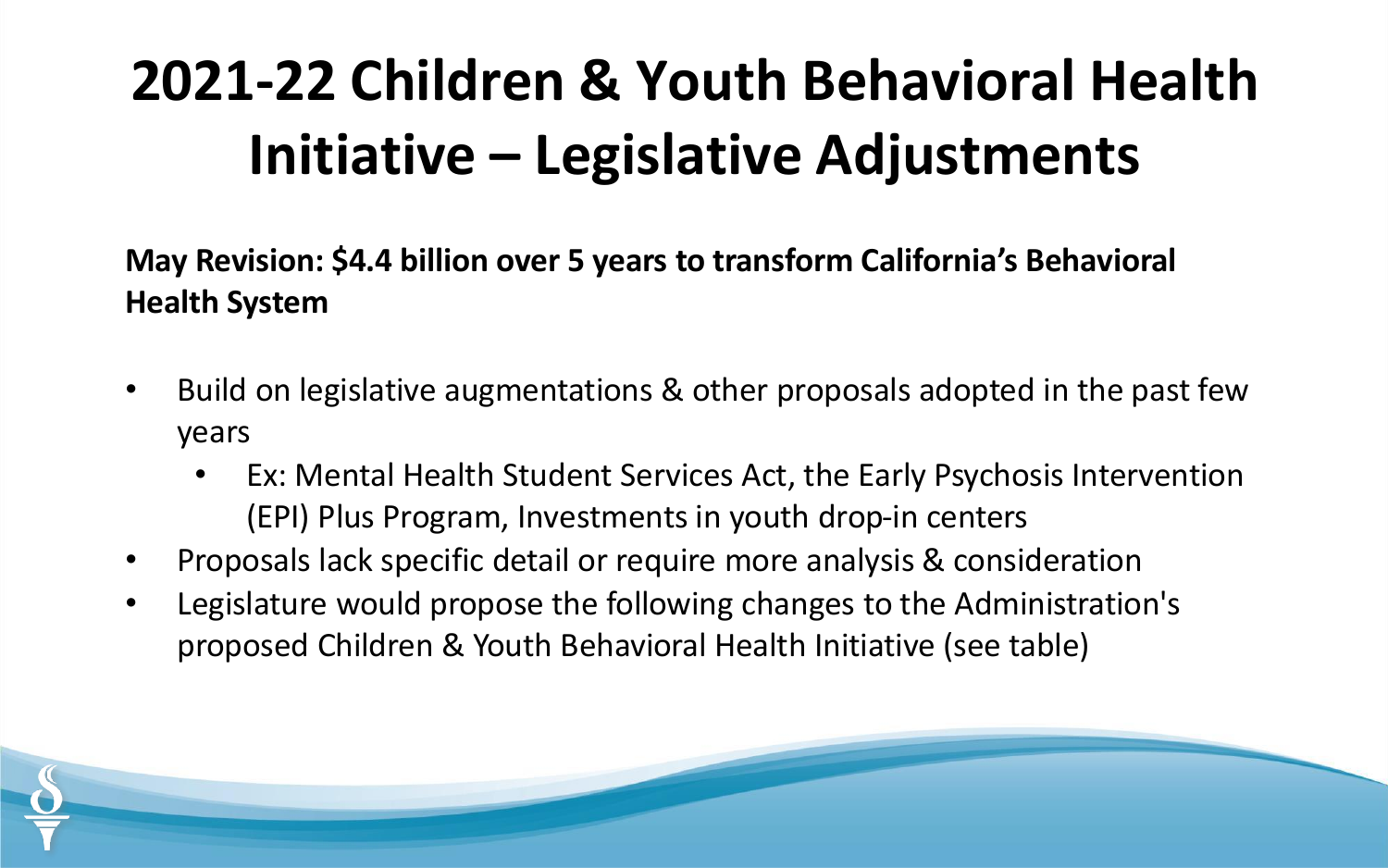# 2021-22 Children & Youth Behavioral Health Initiative – Legislative Adjustments

**May Revision: $4.4 billion over 5 years to transform California's Behavioral Health System**

- Build on legislative augmentations & other proposals adopted in the past few years
  - Ex: Mental Health Student Services Act, the Early Psychosis Intervention (EPI) Plus Program, Investments in youth drop-in centers
- Proposals lack specific detail or require more analysis & consideration
- Legislature would propose the following changes to the Administration's proposed Children & Youth Behavioral Health Initiative (see table)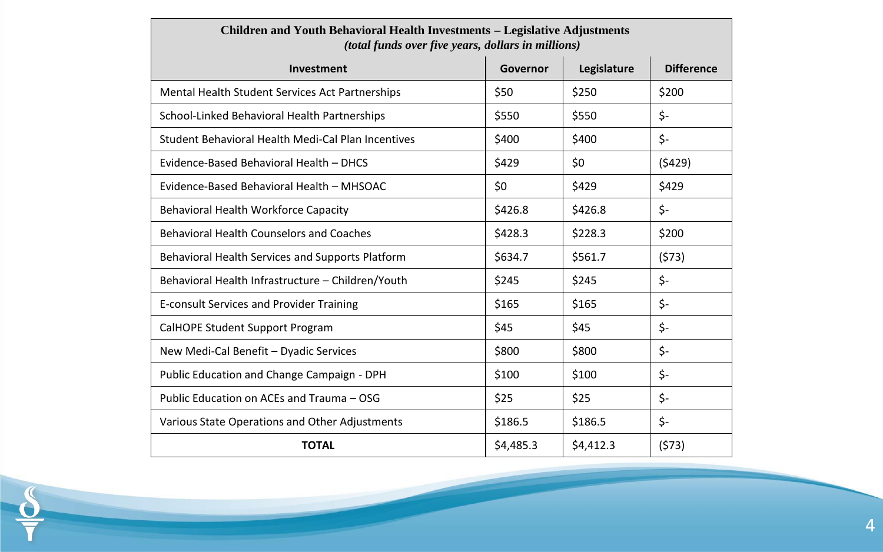| Children and Youth Behavioral Health Investments – Legislative Adjustments *(total funds over five years, dollars in millions)* | | | |
|---|---|---|---|
| **Investment** | **Governor** | **Legislature** | **Difference** |
| Mental Health Student Services Act Partnerships | $50 | $250 | $200 |
| School-Linked Behavioral Health Partnerships | $550 | $550 | $- |
| Student Behavioral Health Medi-Cal Plan Incentives | $400 | $400 | $- |
| Evidence-Based Behavioral Health – DHCS | $429 | $0 | ($429) |
| Evidence-Based Behavioral Health – MHSOAC | $0 | $429 | $429 |
| Behavioral Health Workforce Capacity | $426.8 | $426.8 | $- |
| Behavioral Health Counselors and Coaches | $428.3 | $228.3 | $200 |
| Behavioral Health Services and Supports Platform | $634.7 | $561.7 | ($73) |
| Behavioral Health Infrastructure – Children/Youth | $245 | $245 | $- |
| E-consult Services and Provider Training | $165 | $165 | $- |
| CalHOPE Student Support Program | $45 | $45 | $- |
| New Medi-Cal Benefit – Dyadic Services | $800 | $800 | $- |
| Public Education and Change Campaign - DPH | $100 | $100 | $- |
| Public Education on ACEs and Trauma – OSG | $25 | $25 | $- |
| Various State Operations and Other Adjustments | $186.5 | $186.5 | $- |
| **TOTAL** | $4,485.3 | $4,412.3 | ($73) |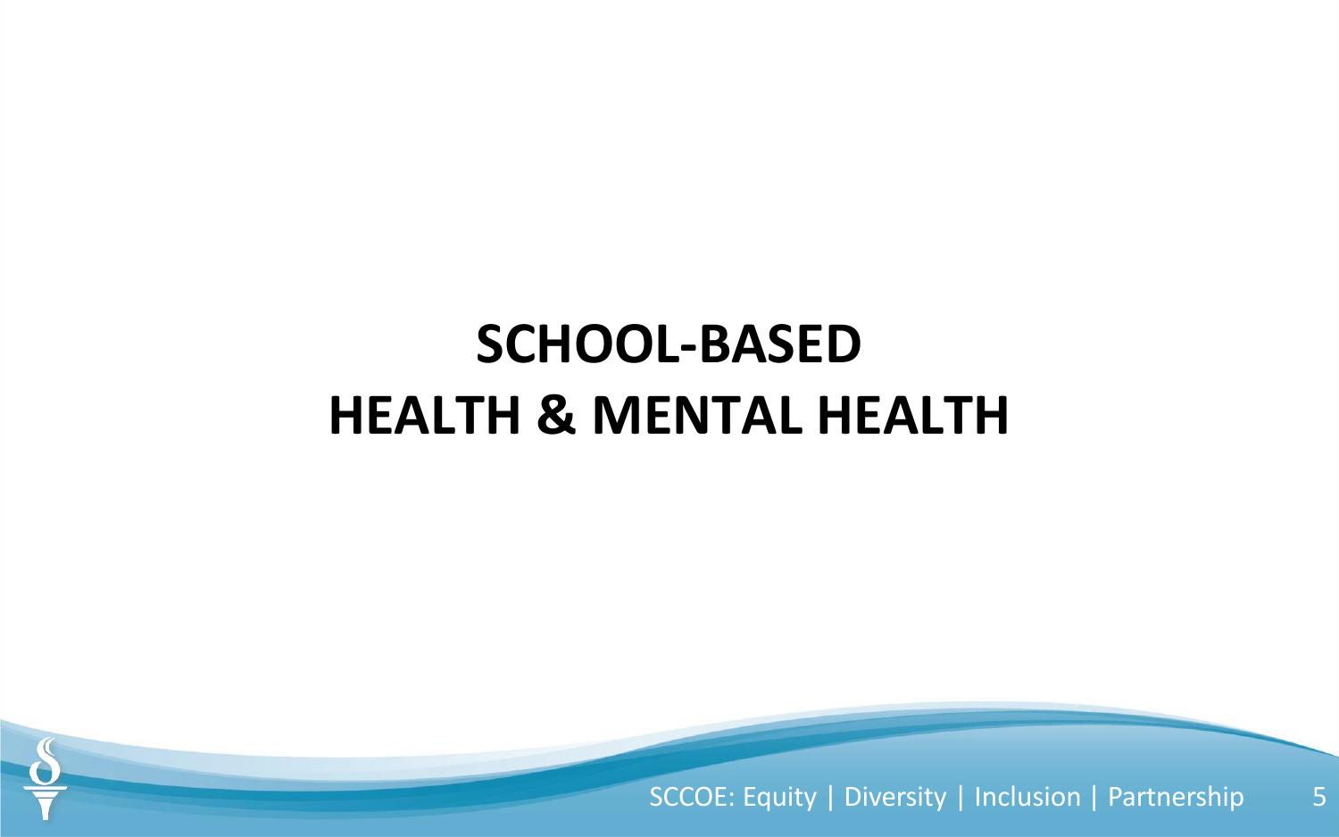# SCHOOL-BASED HEALTH & MENTAL HEALTH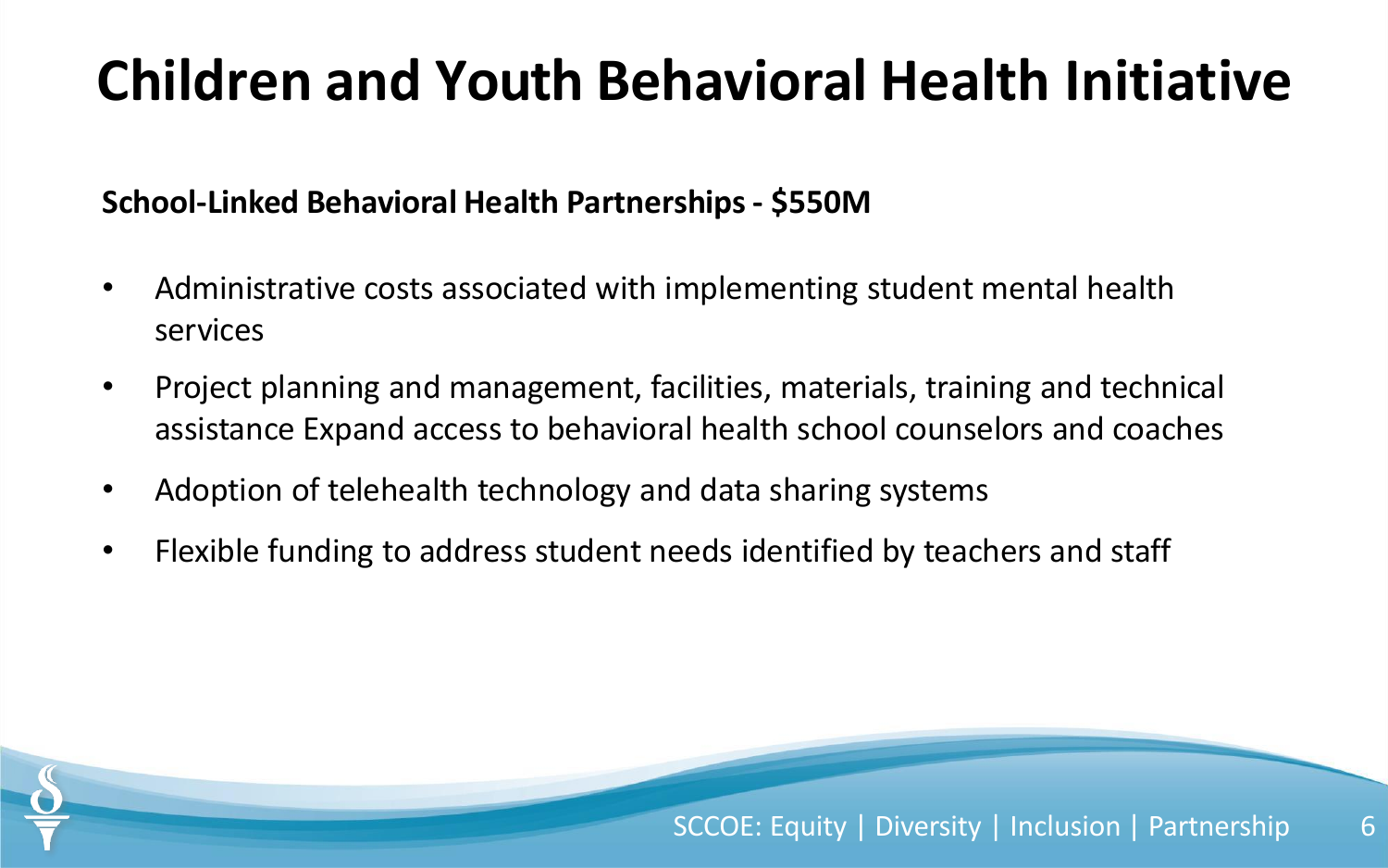# Children and Youth Behavioral Health Initiative

**School-Linked Behavioral Health Partnerships - $550M**

- Administrative costs associated with implementing student mental health services
- Project planning and management, facilities, materials, training and technical assistance Expand access to behavioral health school counselors and coaches
- Adoption of telehealth technology and data sharing systems
- Flexible funding to address student needs identified by teachers and staff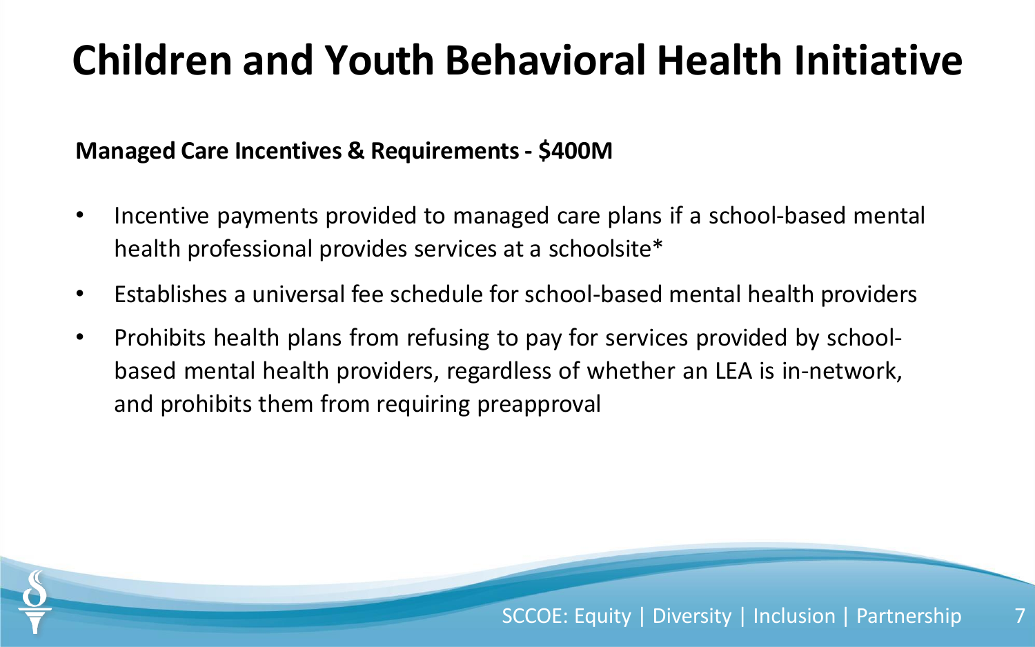# Children and Youth Behavioral Health Initiative

**Managed Care Incentives & Requirements - $400M**

- Incentive payments provided to managed care plans if a school-based mental health professional provides services at a schoolsite*
- Establishes a universal fee schedule for school-based mental health providers
- Prohibits health plans from refusing to pay for services provided by school-based mental health providers, regardless of whether an LEA is in-network, and prohibits them from requiring preapproval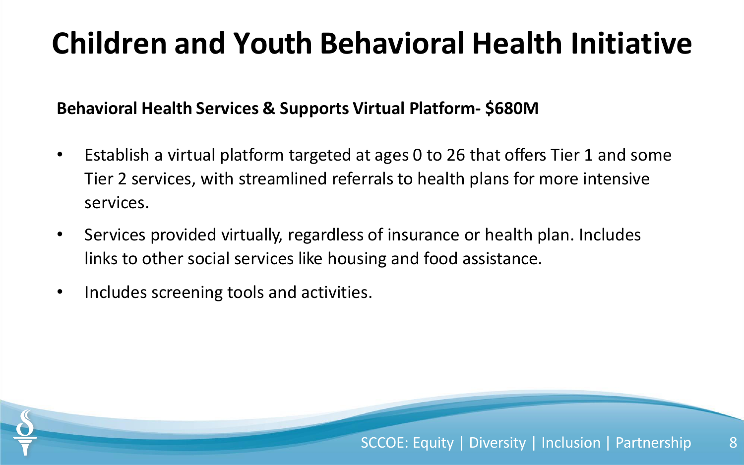# Children and Youth Behavioral Health Initiative

**Behavioral Health Services & Supports Virtual Platform- $680M**

- Establish a virtual platform targeted at ages 0 to 26 that offers Tier 1 and some Tier 2 services, with streamlined referrals to health plans for more intensive services.
- Services provided virtually, regardless of insurance or health plan. Includes links to other social services like housing and food assistance.
- Includes screening tools and activities.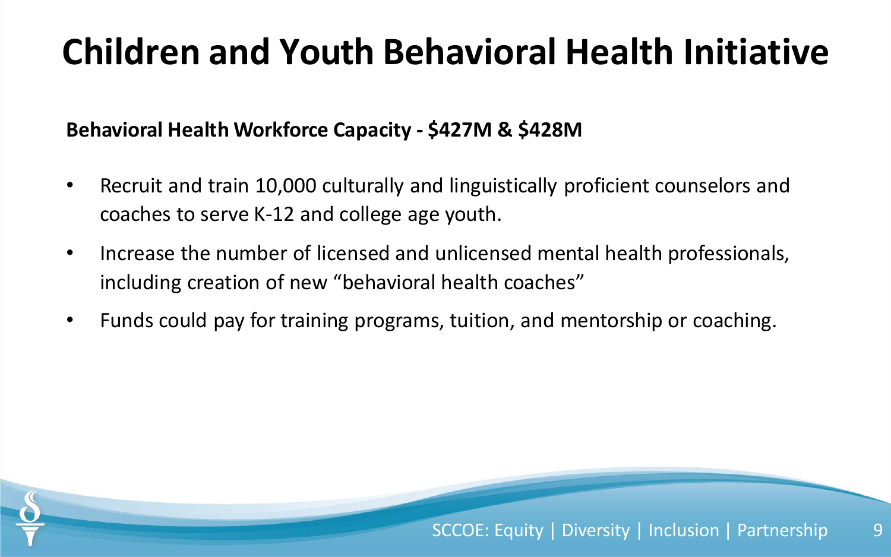# Children and Youth Behavioral Health Initiative

**Behavioral Health Workforce Capacity - $427M & $428M**

- Recruit and train 10,000 culturally and linguistically proficient counselors and coaches to serve K-12 and college age youth.
- Increase the number of licensed and unlicensed mental health professionals, including creation of new "behavioral health coaches"
- Funds could pay for training programs, tuition, and mentorship or coaching.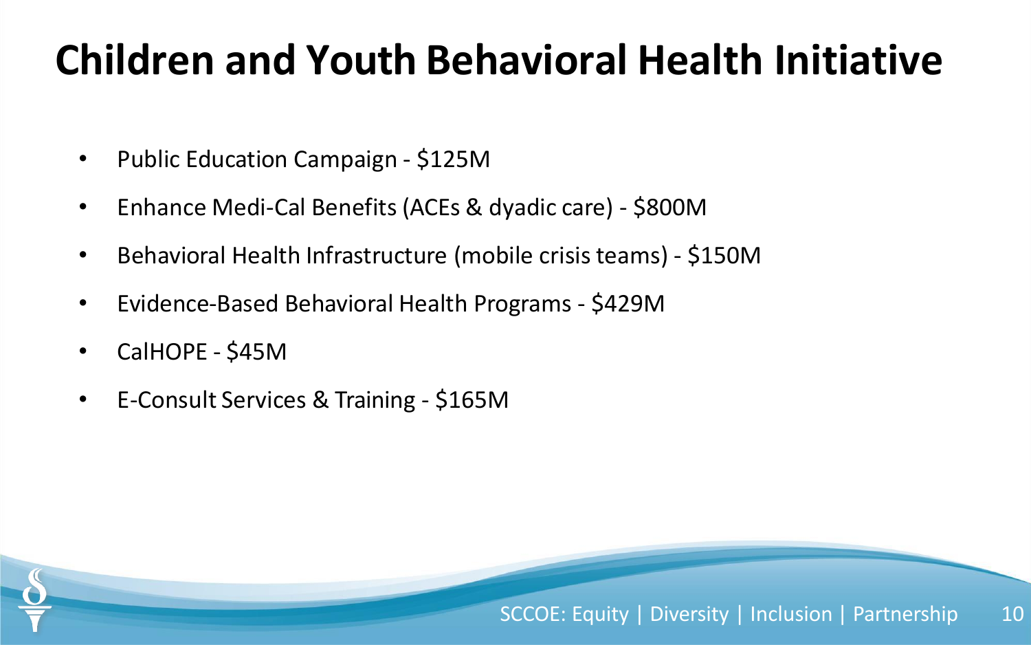# Children and Youth Behavioral Health Initiative

- Public Education Campaign - $125M
- Enhance Medi-Cal Benefits (ACEs & dyadic care) - $800M
- Behavioral Health Infrastructure (mobile crisis teams) - $150M
- Evidence-Based Behavioral Health Programs - $429M
- CalHOPE - $45M
- E-Consult Services & Training - $165M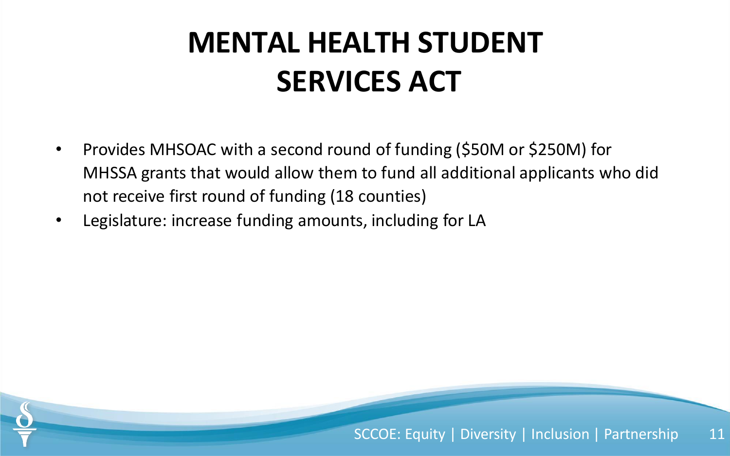# MENTAL HEALTH STUDENT SERVICES ACT

- Provides MHSOAC with a second round of funding ($50M or $250M) for MHSSA grants that would allow them to fund all additional applicants who did not receive first round of funding (18 counties)
- Legislature: increase funding amounts, including for LA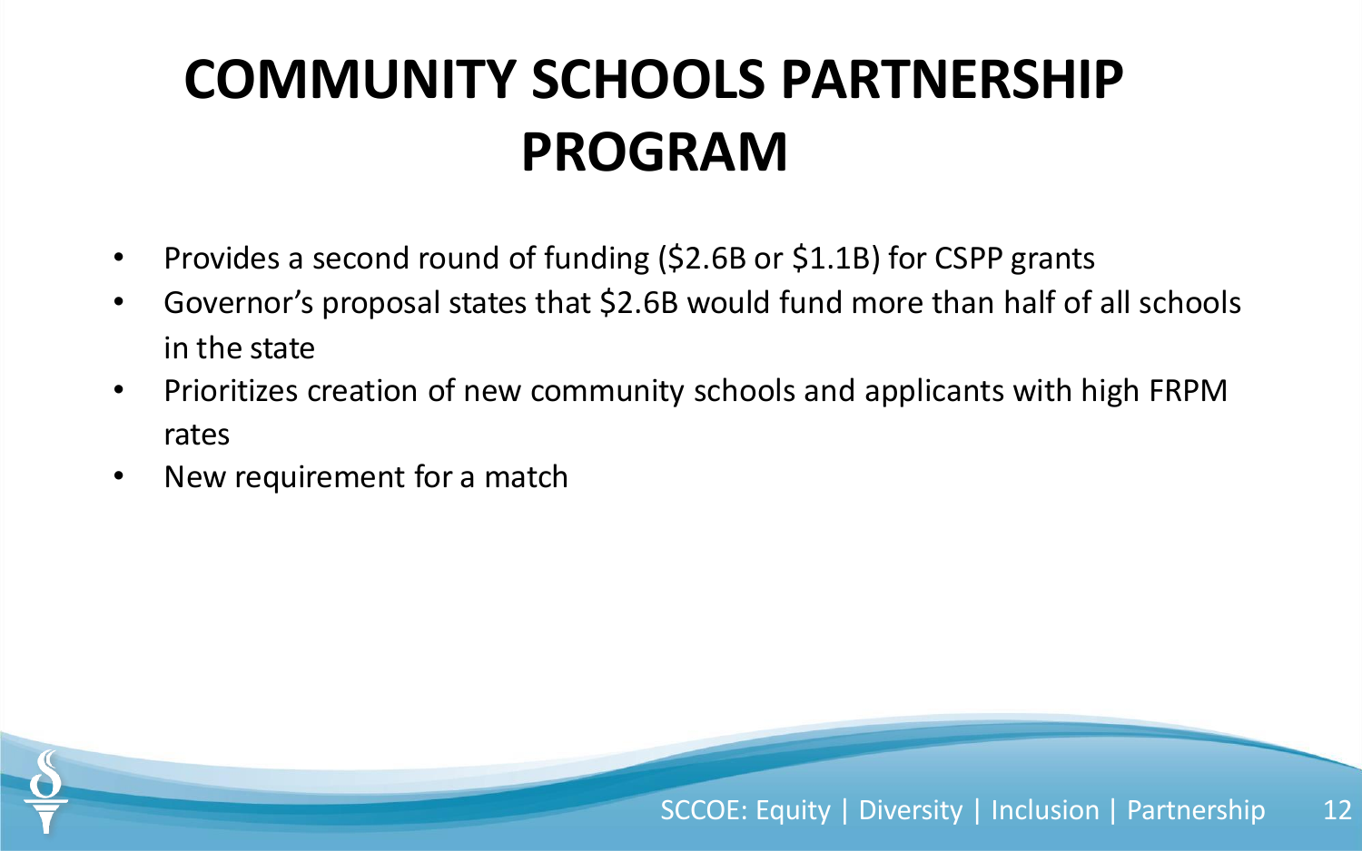# COMMUNITY SCHOOLS PARTNERSHIP PROGRAM

- Provides a second round of funding ($2.6B or $1.1B) for CSPP grants
- Governor's proposal states that $2.6B would fund more than half of all schools in the state
- Prioritizes creation of new community schools and applicants with high FRPM rates
- New requirement for a match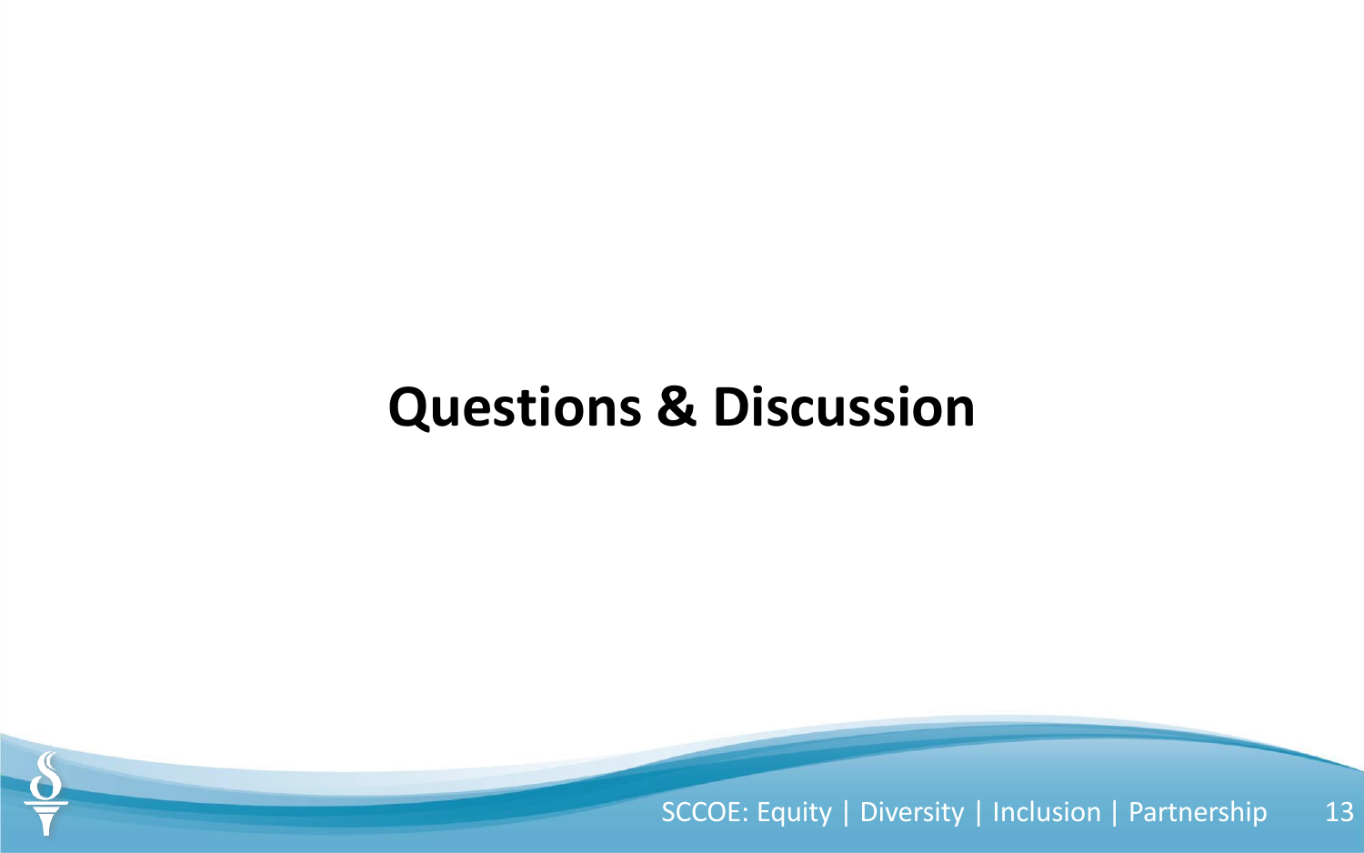# Questions & Discussion